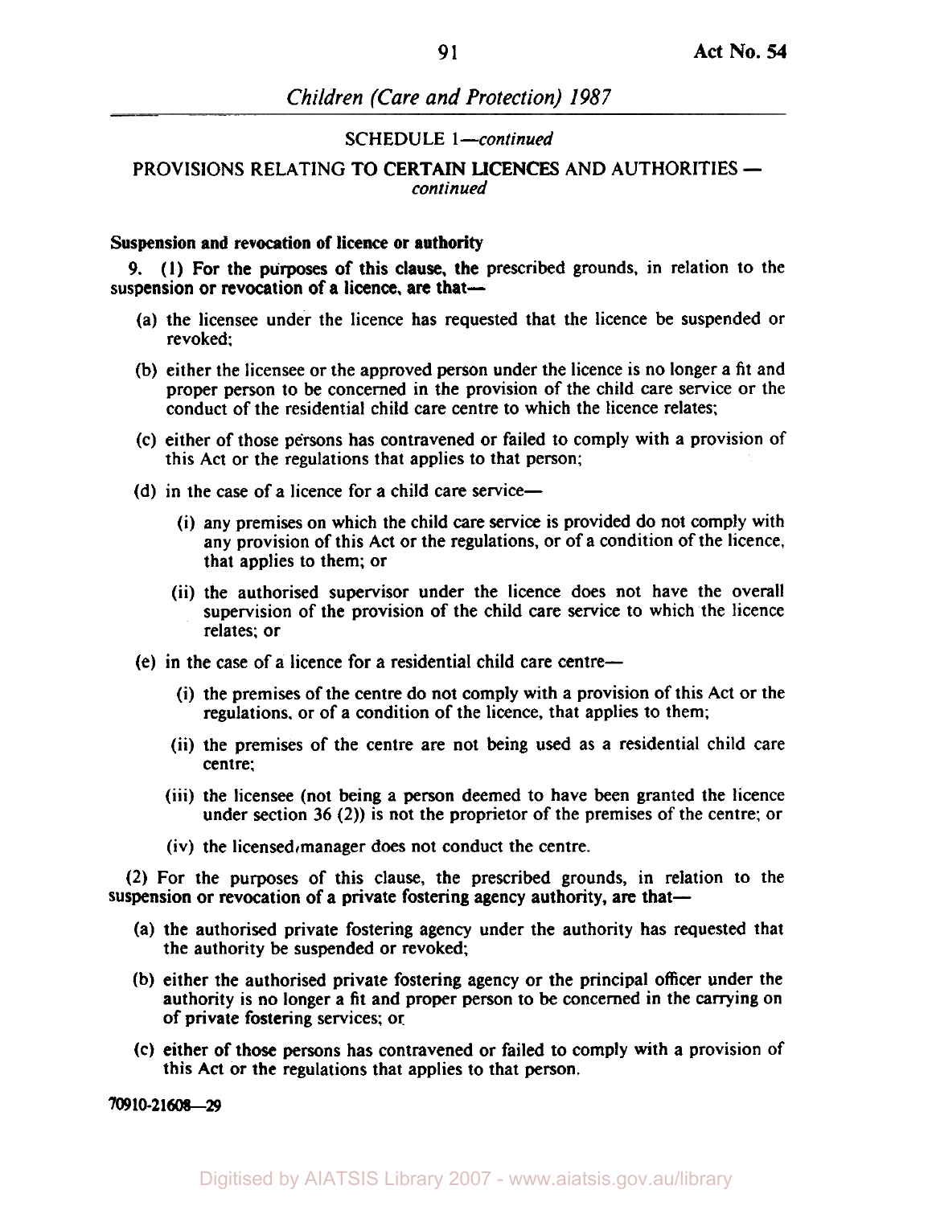SCHEDULE 1—*continued*

PROVISIONS RELATING TO CERTAIN LICENCES AND AUTHORITIES — *continued*

**Suspension and revocation of licence or authority**

9. (1) For the purposes of this clause, the prescribed grounds, in relation to the suspension or revocation of a licence, are that—

(a) the licensee under the licence has requested that the licence be suspended or revoked;

(b) either the licensee or the approved person under the licence is no longer a fit and proper person to be concerned in the provision of the child care service or the conduct of the residential child care centre to which the licence relates;

(c) either of those persons has contravened or failed to comply with a provision of this Act or the regulations that applies to that person;

(d) in the case of a licence for a child care service—

(i) any premises on which the child care service is provided do not comply with any provision of this Act or the regulations, or of a condition of the licence, that applies to them; or

(ii) the authorised supervisor under the licence does not have the overall supervision of the provision of the child care service to which the licence relates; or

(e) in the case of a licence for a residential child care centre—

(i) the premises of the centre do not comply with a provision of this Act or the regulations, or of a condition of the licence, that applies to them;

(ii) the premises of the centre are not being used as a residential child care centre;

(iii) the licensee (not being a person deemed to have been granted the licence under section 36 (2)) is not the proprietor of the premises of the centre; or

(iv) the licensed manager does not conduct the centre.

(2) For the purposes of this clause, the prescribed grounds, in relation to the suspension or revocation of a private fostering agency authority, are that—

(a) the authorised private fostering agency under the authority has requested that the authority be suspended or revoked;

(b) either the authorised private fostering agency or the principal officer under the authority is no longer a fit and proper person to be concerned in the carrying on of private fostering services; or

(c) either of those persons has contravened or failed to comply with a provision of this Act or the regulations that applies to that person.

70910-21608—29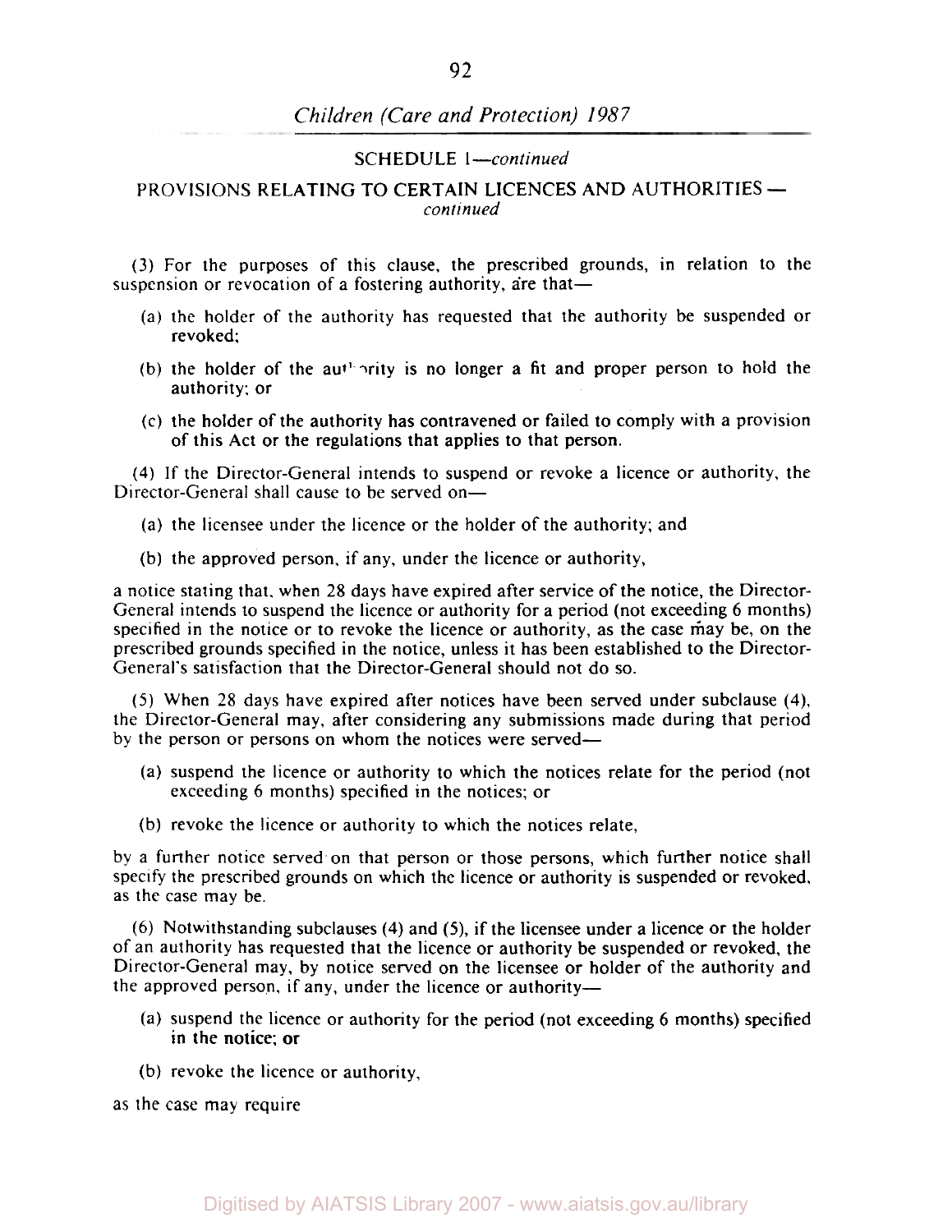SCHEDULE 1—*continued*

PROVISIONS RELATING TO CERTAIN LICENCES AND AUTHORITIES—*continued*

(3) For the purposes of this clause, the prescribed grounds, in relation to the suspension or revocation of a fostering authority, are that—

(a) the holder of the authority has requested that the authority be suspended or revoked;

(b) the holder of the authority is no longer a fit and proper person to hold the authority; or

(c) the holder of the authority has contravened or failed to comply with a provision of this Act or the regulations that applies to that person.

(4) If the Director-General intends to suspend or revoke a licence or authority, the Director-General shall cause to be served on—

(a) the licensee under the licence or the holder of the authority; and

(b) the approved person, if any, under the licence or authority,

a notice stating that, when 28 days have expired after service of the notice, the Director-General intends to suspend the licence or authority for a period (not exceeding 6 months) specified in the notice or to revoke the licence or authority, as the case may be, on the prescribed grounds specified in the notice, unless it has been established to the Director-General's satisfaction that the Director-General should not do so.

(5) When 28 days have expired after notices have been served under subclause (4), the Director-General may, after considering any submissions made during that period by the person or persons on whom the notices were served—

(a) suspend the licence or authority to which the notices relate for the period (not exceeding 6 months) specified in the notices; or

(b) revoke the licence or authority to which the notices relate,

by a further notice served on that person or those persons, which further notice shall specify the prescribed grounds on which the licence or authority is suspended or revoked, as the case may be.

(6) Notwithstanding subclauses (4) and (5), if the licensee under a licence or the holder of an authority has requested that the licence or authority be suspended or revoked, the Director-General may, by notice served on the licensee or holder of the authority and the approved person, if any, under the licence or authority—

(a) suspend the licence or authority for the period (not exceeding 6 months) specified in the notice; or

(b) revoke the licence or authority,

as the case may require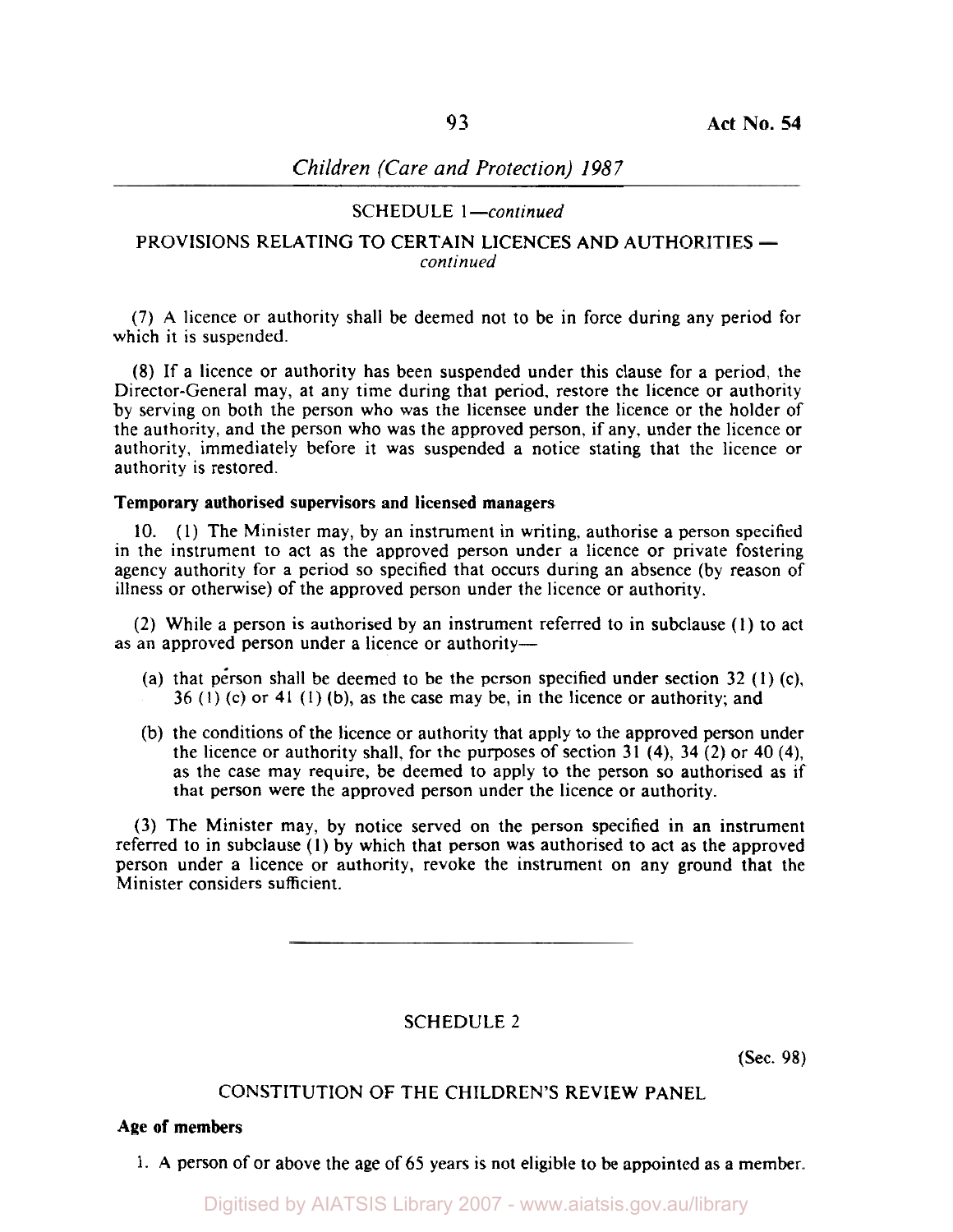## SCHEDULE 1—*continued*

## PROVISIONS RELATING TO CERTAIN LICENCES AND AUTHORITIES — *continued*

(7) A licence or authority shall be deemed not to be in force during any period for which it is suspended.

(8) If a licence or authority has been suspended under this clause for a period, the Director-General may, at any time during that period, restore the licence or authority by serving on both the person who was the licensee under the licence or the holder of the authority, and the person who was the approved person, if any, under the licence or authority, immediately before it was suspended a notice stating that the licence or authority is restored.

**Temporary authorised supervisors and licensed managers**

10. (1) The Minister may, by an instrument in writing, authorise a person specified in the instrument to act as the approved person under a licence or private fostering agency authority for a period so specified that occurs during an absence (by reason of illness or otherwise) of the approved person under the licence or authority.

(2) While a person is authorised by an instrument referred to in subclause (1) to act as an approved person under a licence or authority—

(a) that person shall be deemed to be the person specified under section 32 (1) (c), 36 (1) (c) or 41 (1) (b), as the case may be, in the licence or authority; and

(b) the conditions of the licence or authority that apply to the approved person under the licence or authority shall, for the purposes of section 31 (4), 34 (2) or 40 (4), as the case may require, be deemed to apply to the person so authorised as if that person were the approved person under the licence or authority.

(3) The Minister may, by notice served on the person specified in an instrument referred to in subclause (1) by which that person was authorised to act as the approved person under a licence or authority, revoke the instrument on any ground that the Minister considers sufficient.

---

## SCHEDULE 2

(Sec. 98)

## CONSTITUTION OF THE CHILDREN'S REVIEW PANEL

**Age of members**

1. A person of or above the age of 65 years is not eligible to be appointed as a member.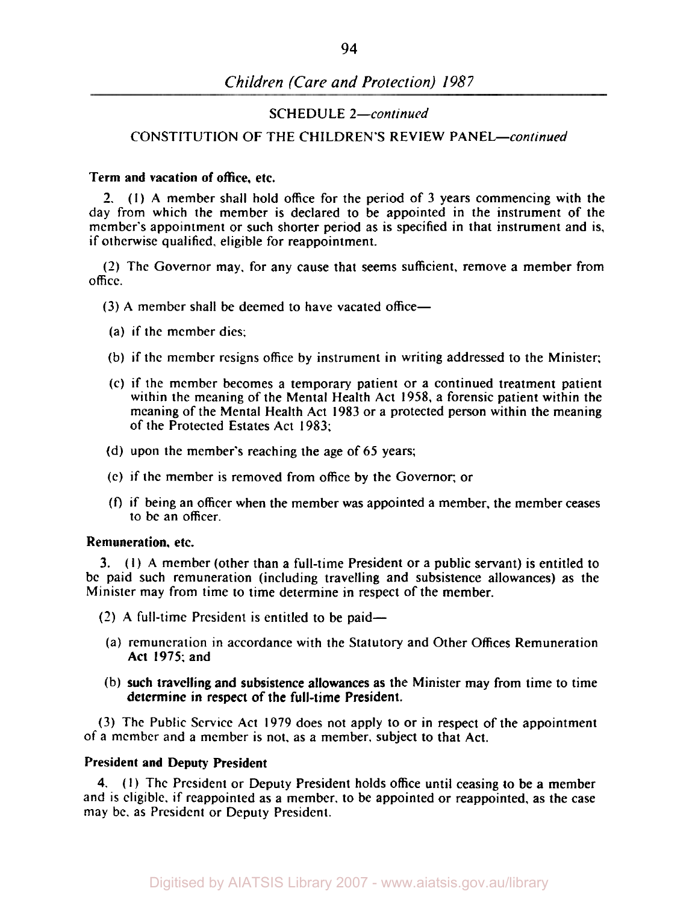## SCHEDULE 2—*continued*

## CONSTITUTION OF THE CHILDREN'S REVIEW PANEL—*continued*

**Term and vacation of office, etc.**

2. (1) A member shall hold office for the period of 3 years commencing with the day from which the member is declared to be appointed in the instrument of the member's appointment or such shorter period as is specified in that instrument and is, if otherwise qualified, eligible for reappointment.

(2) The Governor may, for any cause that seems sufficient, remove a member from office.

(3) A member shall be deemed to have vacated office—

(a) if the member dies;

(b) if the member resigns office by instrument in writing addressed to the Minister;

(c) if the member becomes a temporary patient or a continued treatment patient within the meaning of the Mental Health Act 1958, a forensic patient within the meaning of the Mental Health Act 1983 or a protected person within the meaning of the Protected Estates Act 1983;

(d) upon the member's reaching the age of 65 years;

(e) if the member is removed from office by the Governor; or

(f) if being an officer when the member was appointed a member, the member ceases to be an officer.

**Remuneration, etc.**

3. (1) A member (other than a full-time President or a public servant) is entitled to be paid such remuneration (including travelling and subsistence allowances) as the Minister may from time to time determine in respect of the member.

(2) A full-time President is entitled to be paid—

(a) remuneration in accordance with the Statutory and Other Offices Remuneration Act 1975; and

(b) such travelling and subsistence allowances as the Minister may from time to time determine in respect of the full-time President.

(3) The Public Service Act 1979 does not apply to or in respect of the appointment of a member and a member is not, as a member, subject to that Act.

**President and Deputy President**

4. (1) The President or Deputy President holds office until ceasing to be a member and is eligible, if reappointed as a member, to be appointed or reappointed, as the case may be, as President or Deputy President.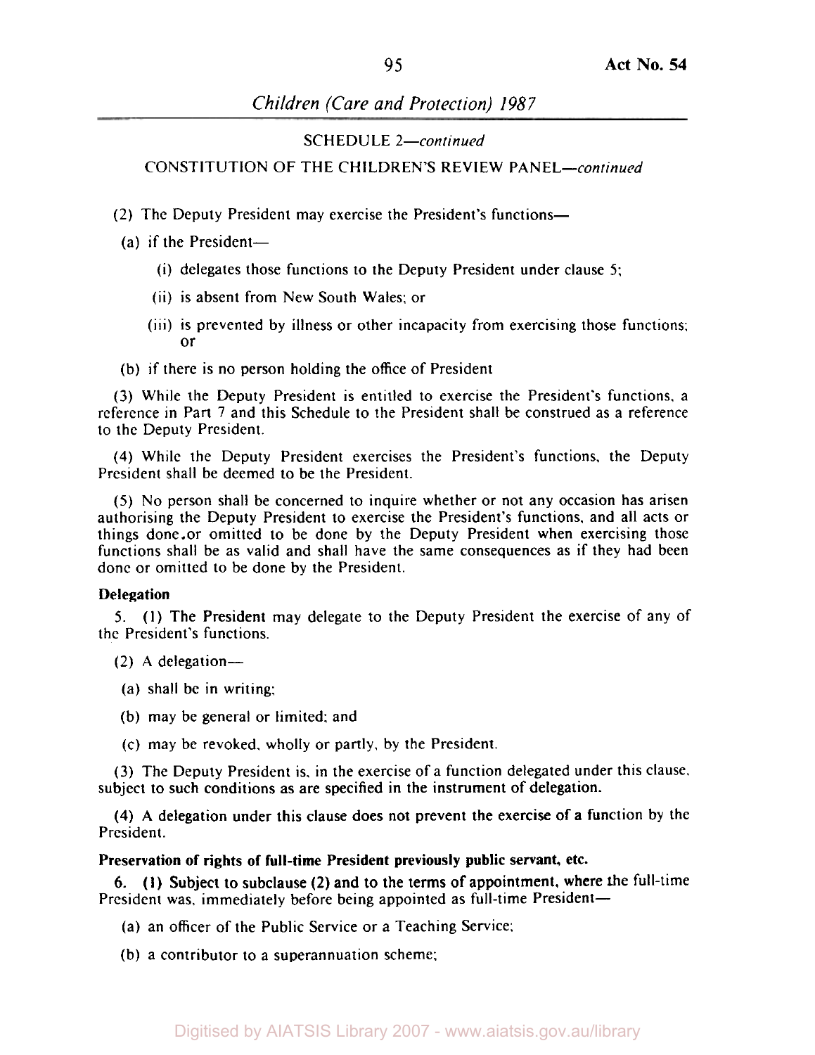SCHEDULE 2—*continued*

CONSTITUTION OF THE CHILDREN'S REVIEW PANEL—*continued*

(2) The Deputy President may exercise the President's functions—

(a) if the President—

(i) delegates those functions to the Deputy President under clause 5;

(ii) is absent from New South Wales; or

(iii) is prevented by illness or other incapacity from exercising those functions; or

(b) if there is no person holding the office of President

(3) While the Deputy President is entitled to exercise the President's functions, a reference in Part 7 and this Schedule to the President shall be construed as a reference to the Deputy President.

(4) While the Deputy President exercises the President's functions, the Deputy President shall be deemed to be the President.

(5) No person shall be concerned to inquire whether or not any occasion has arisen authorising the Deputy President to exercise the President's functions, and all acts or things done or omitted to be done by the Deputy President when exercising those functions shall be as valid and shall have the same consequences as if they had been done or omitted to be done by the President.

**Delegation**

5. (1) The President may delegate to the Deputy President the exercise of any of the President's functions.

(2) A delegation—

(a) shall be in writing;

(b) may be general or limited; and

(c) may be revoked, wholly or partly, by the President.

(3) The Deputy President is, in the exercise of a function delegated under this clause, subject to such conditions as are specified in the instrument of delegation.

(4) A delegation under this clause does not prevent the exercise of a function by the President.

**Preservation of rights of full-time President previously public servant, etc.**

6. (1) Subject to subclause (2) and to the terms of appointment, where the full-time President was, immediately before being appointed as full-time President—

(a) an officer of the Public Service or a Teaching Service;

(b) a contributor to a superannuation scheme;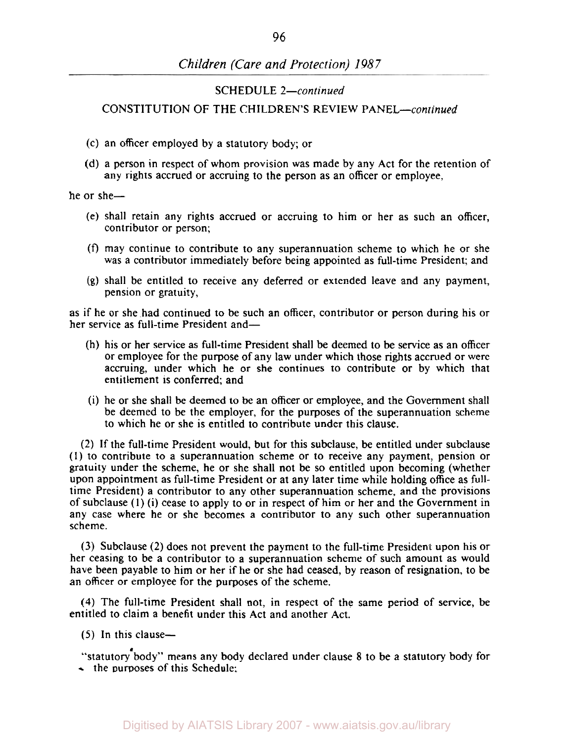SCHEDULE 2—*continued*

CONSTITUTION OF THE CHILDREN'S REVIEW PANEL—*continued*

(c) an officer employed by a statutory body; or

(d) a person in respect of whom provision was made by any Act for the retention of any rights accrued or accruing to the person as an officer or employee,

he or she—

(e) shall retain any rights accrued or accruing to him or her as such an officer, contributor or person;

(f) may continue to contribute to any superannuation scheme to which he or she was a contributor immediately before being appointed as full-time President; and

(g) shall be entitled to receive any deferred or extended leave and any payment, pension or gratuity,

as if he or she had continued to be such an officer, contributor or person during his or her service as full-time President and—

(h) his or her service as full-time President shall be deemed to be service as an officer or employee for the purpose of any law under which those rights accrued or were accruing, under which he or she continues to contribute or by which that entitlement is conferred; and

(i) he or she shall be deemed to be an officer or employee, and the Government shall be deemed to be the employer, for the purposes of the superannuation scheme to which he or she is entitled to contribute under this clause.

(2) If the full-time President would, but for this subclause, be entitled under subclause (1) to contribute to a superannuation scheme or to receive any payment, pension or gratuity under the scheme, he or she shall not be so entitled upon becoming (whether upon appointment as full-time President or at any later time while holding office as full-time President) a contributor to any other superannuation scheme, and the provisions of subclause (1) (i) cease to apply to or in respect of him or her and the Government in any case where he or she becomes a contributor to any such other superannuation scheme.

(3) Subclause (2) does not prevent the payment to the full-time President upon his or her ceasing to be a contributor to a superannuation scheme of such amount as would have been payable to him or her if he or she had ceased, by reason of resignation, to be an officer or employee for the purposes of the scheme.

(4) The full-time President shall not, in respect of the same period of service, be entitled to claim a benefit under this Act and another Act.

(5) In this clause—

"statutory body" means any body declared under clause 8 to be a statutory body for the purposes of this Schedule;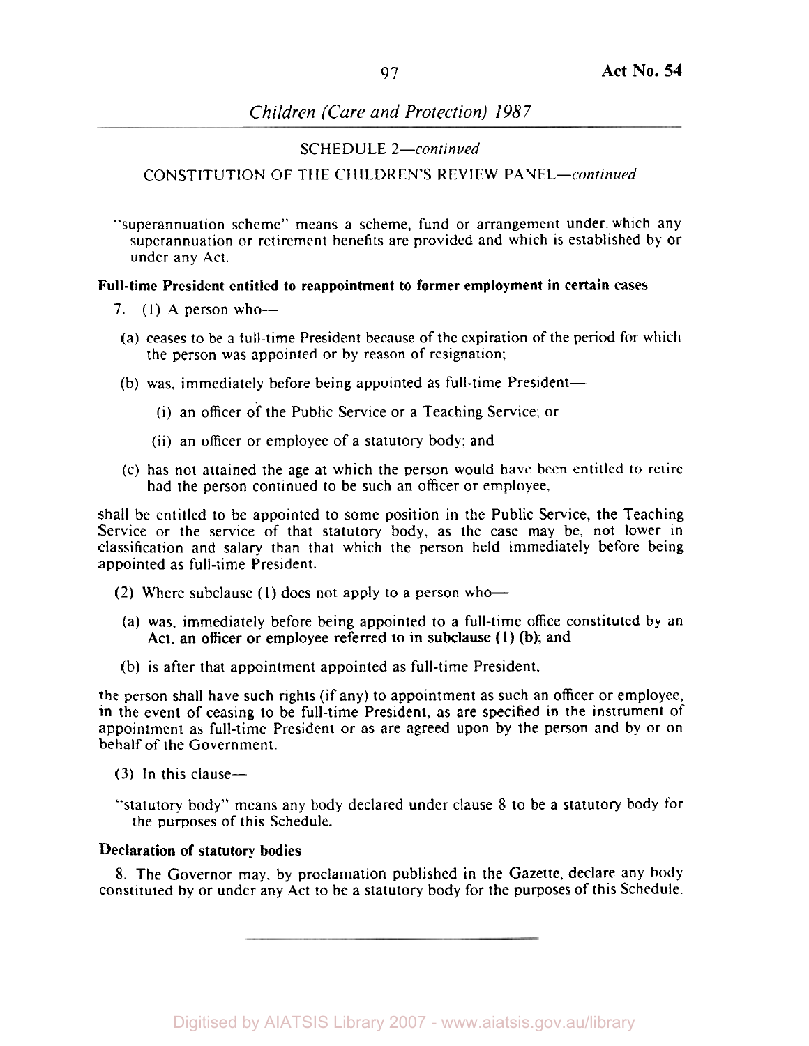SCHEDULE 2—*continued*

CONSTITUTION OF THE CHILDREN'S REVIEW PANEL—*continued*

"superannuation scheme" means a scheme, fund or arrangement under which any superannuation or retirement benefits are provided and which is established by or under any Act.

**Full-time President entitled to reappointment to former employment in certain cases**

7. (1) A person who—

(a) ceases to be a full-time President because of the expiration of the period for which the person was appointed or by reason of resignation;

(b) was, immediately before being appointed as full-time President—

(i) an officer of the Public Service or a Teaching Service; or

(ii) an officer or employee of a statutory body; and

(c) has not attained the age at which the person would have been entitled to retire had the person continued to be such an officer or employee,

shall be entitled to be appointed to some position in the Public Service, the Teaching Service or the service of that statutory body, as the case may be, not lower in classification and salary than that which the person held immediately before being appointed as full-time President.

(2) Where subclause (1) does not apply to a person who—

(a) was, immediately before being appointed to a full-time office constituted by an Act, an officer or employee referred to in subclause (1) (b); and

(b) is after that appointment appointed as full-time President,

the person shall have such rights (if any) to appointment as such an officer or employee, in the event of ceasing to be full-time President, as are specified in the instrument of appointment as full-time President or as are agreed upon by the person and by or on behalf of the Government.

(3) In this clause—

"statutory body" means any body declared under clause 8 to be a statutory body for the purposes of this Schedule.

**Declaration of statutory bodies**

8. The Governor may, by proclamation published in the Gazette, declare any body constituted by or under any Act to be a statutory body for the purposes of this Schedule.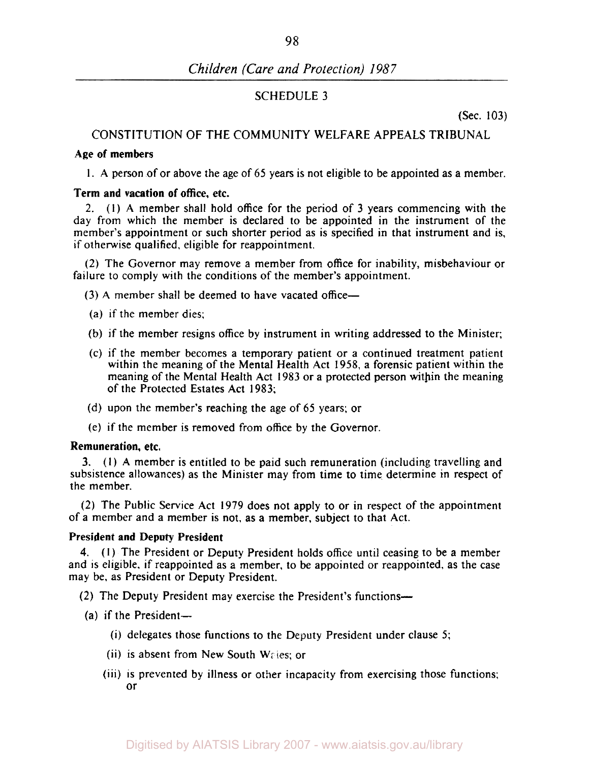## SCHEDULE 3

(Sec. 103)

## CONSTITUTION OF THE COMMUNITY WELFARE APPEALS TRIBUNAL

**Age of members**

1. A person of or above the age of 65 years is not eligible to be appointed as a member.

**Term and vacation of office, etc.**

2. (1) A member shall hold office for the period of 3 years commencing with the day from which the member is declared to be appointed in the instrument of the member's appointment or such shorter period as is specified in that instrument and is, if otherwise qualified, eligible for reappointment.

(2) The Governor may remove a member from office for inability, misbehaviour or failure to comply with the conditions of the member's appointment.

(3) A member shall be deemed to have vacated office—

(a) if the member dies;

(b) if the member resigns office by instrument in writing addressed to the Minister;

(c) if the member becomes a temporary patient or a continued treatment patient within the meaning of the Mental Health Act 1958, a forensic patient within the meaning of the Mental Health Act 1983 or a protected person within the meaning of the Protected Estates Act 1983;

(d) upon the member's reaching the age of 65 years; or

(e) if the member is removed from office by the Governor.

**Remuneration, etc.**

3. (1) A member is entitled to be paid such remuneration (including travelling and subsistence allowances) as the Minister may from time to time determine in respect of the member.

(2) The Public Service Act 1979 does not apply to or in respect of the appointment of a member and a member is not, as a member, subject to that Act.

**President and Deputy President**

4. (1) The President or Deputy President holds office until ceasing to be a member and is eligible, if reappointed as a member, to be appointed or reappointed, as the case may be, as President or Deputy President.

(2) The Deputy President may exercise the President's functions—

(a) if the President—

(i) delegates those functions to the Deputy President under clause 5;

(ii) is absent from New South Wales; or

(iii) is prevented by illness or other incapacity from exercising those functions; or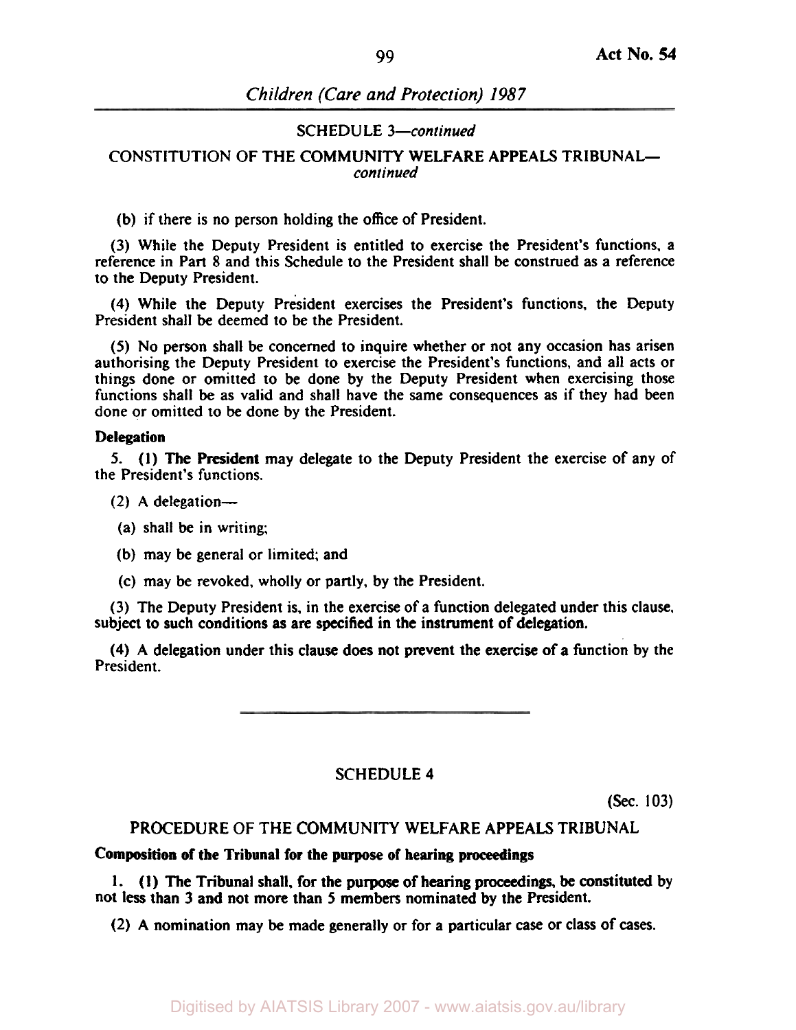SCHEDULE 3—*continued*

CONSTITUTION OF THE COMMUNITY WELFARE APPEALS TRIBUNAL—*continued*

(b) if there is no person holding the office of President.

(3) While the Deputy President is entitled to exercise the President's functions, a reference in Part 8 and this Schedule to the President shall be construed as a reference to the Deputy President.

(4) While the Deputy President exercises the President's functions, the Deputy President shall be deemed to be the President.

(5) No person shall be concerned to inquire whether or not any occasion has arisen authorising the Deputy President to exercise the President's functions, and all acts or things done or omitted to be done by the Deputy President when exercising those functions shall be as valid and shall have the same consequences as if they had been done or omitted to be done by the President.

**Delegation**

5. (1) The President may delegate to the Deputy President the exercise of any of the President's functions.

(2) A delegation—

(a) shall be in writing;

(b) may be general or limited; and

(c) may be revoked, wholly or partly, by the President.

(3) The Deputy President is, in the exercise of a function delegated under this clause, subject to such conditions as are specified in the instrument of delegation.

(4) A delegation under this clause does not prevent the exercise of a function by the President.

---

## SCHEDULE 4

(Sec. 103)

### PROCEDURE OF THE COMMUNITY WELFARE APPEALS TRIBUNAL

**Composition of the Tribunal for the purpose of hearing proceedings**

1. (1) The Tribunal shall, for the purpose of hearing proceedings, be constituted by not less than 3 and not more than 5 members nominated by the President.

(2) A nomination may be made generally or for a particular case or class of cases.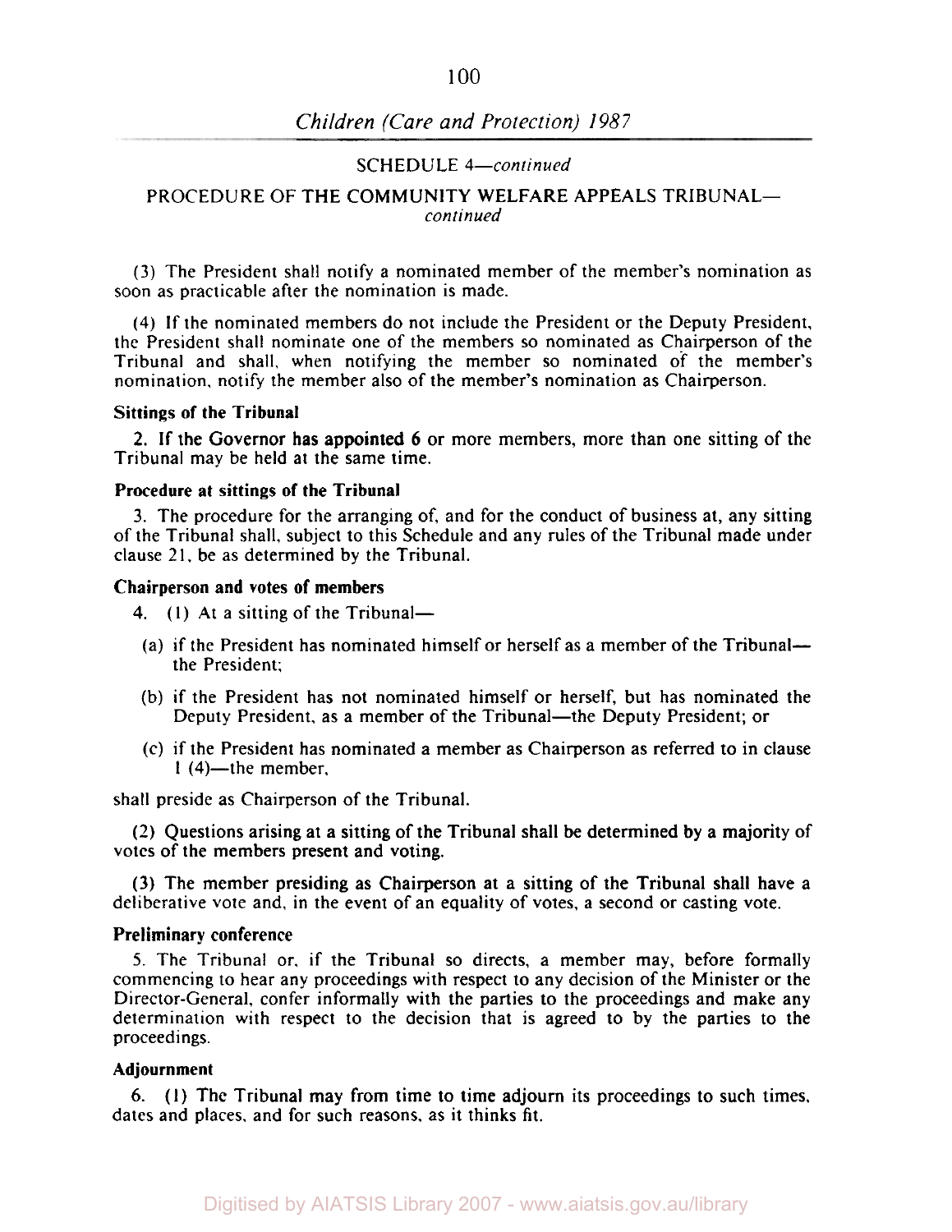SCHEDULE 4—*continued*

PROCEDURE OF THE COMMUNITY WELFARE APPEALS TRIBUNAL—*continued*

(3) The President shall notify a nominated member of the member's nomination as soon as practicable after the nomination is made.

(4) If the nominated members do not include the President or the Deputy President, the President shall nominate one of the members so nominated as Chairperson of the Tribunal and shall, when notifying the member so nominated of the member's nomination, notify the member also of the member's nomination as Chairperson.

**Sittings of the Tribunal**

2. If the Governor has appointed 6 or more members, more than one sitting of the Tribunal may be held at the same time.

**Procedure at sittings of the Tribunal**

3. The procedure for the arranging of, and for the conduct of business at, any sitting of the Tribunal shall, subject to this Schedule and any rules of the Tribunal made under clause 21, be as determined by the Tribunal.

**Chairperson and votes of members**

4. (1) At a sitting of the Tribunal—

(a) if the President has nominated himself or herself as a member of the Tribunal—the President;

(b) if the President has not nominated himself or herself, but has nominated the Deputy President, as a member of the Tribunal—the Deputy President; or

(c) if the President has nominated a member as Chairperson as referred to in clause 1 (4)—the member,

shall preside as Chairperson of the Tribunal.

(2) Questions arising at a sitting of the Tribunal shall be determined by a majority of votes of the members present and voting.

(3) The member presiding as Chairperson at a sitting of the Tribunal shall have a deliberative vote and, in the event of an equality of votes, a second or casting vote.

**Preliminary conference**

5. The Tribunal or, if the Tribunal so directs, a member may, before formally commencing to hear any proceedings with respect to any decision of the Minister or the Director-General, confer informally with the parties to the proceedings and make any determination with respect to the decision that is agreed to by the parties to the proceedings.

**Adjournment**

6. (1) The Tribunal may from time to time adjourn its proceedings to such times, dates and places, and for such reasons, as it thinks fit.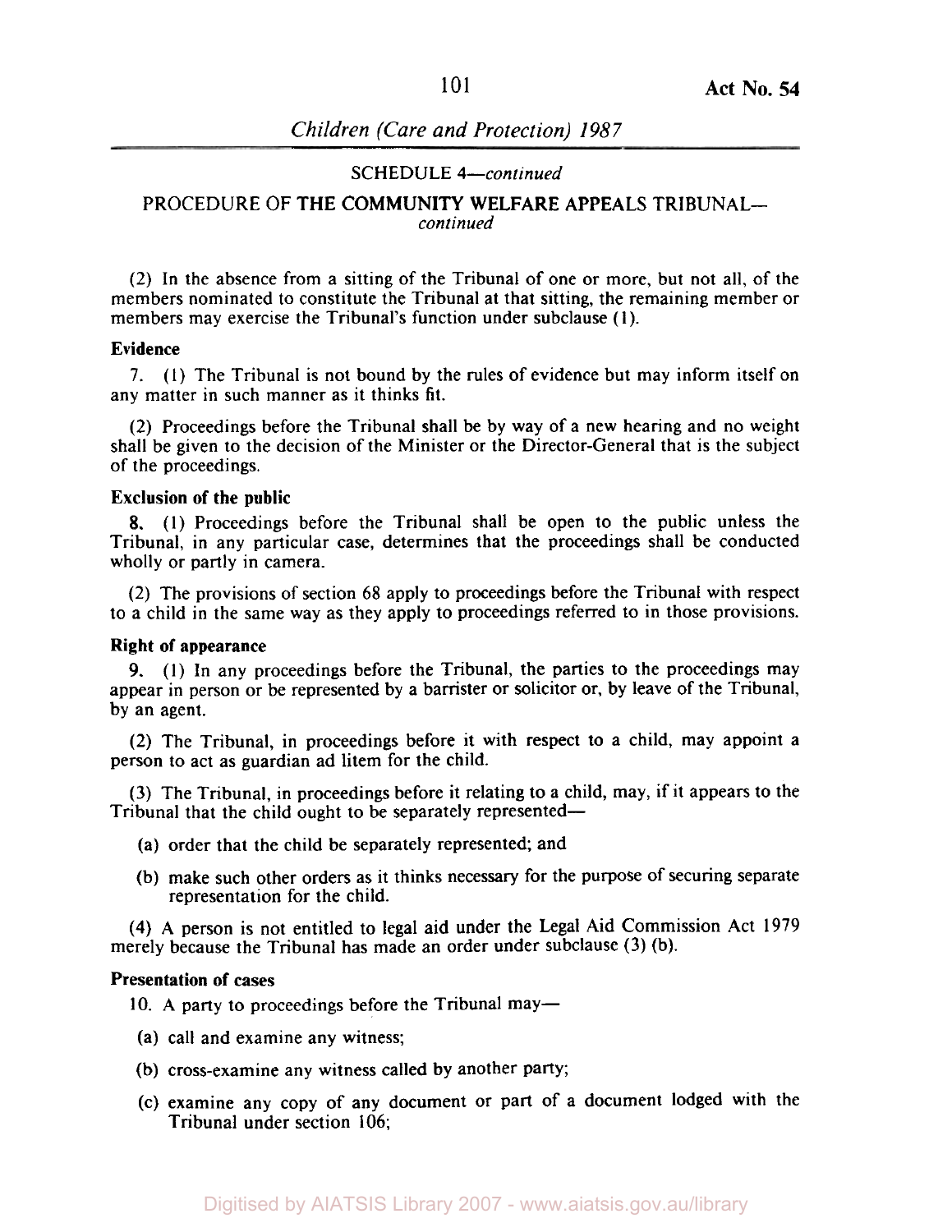SCHEDULE 4—*continued*

PROCEDURE OF THE COMMUNITY WELFARE APPEALS TRIBUNAL—*continued*

(2) In the absence from a sitting of the Tribunal of one or more, but not all, of the members nominated to constitute the Tribunal at that sitting, the remaining member or members may exercise the Tribunal's function under subclause (1).

**Evidence**

7. (1) The Tribunal is not bound by the rules of evidence but may inform itself on any matter in such manner as it thinks fit.

(2) Proceedings before the Tribunal shall be by way of a new hearing and no weight shall be given to the decision of the Minister or the Director-General that is the subject of the proceedings.

**Exclusion of the public**

8. (1) Proceedings before the Tribunal shall be open to the public unless the Tribunal, in any particular case, determines that the proceedings shall be conducted wholly or partly in camera.

(2) The provisions of section 68 apply to proceedings before the Tribunal with respect to a child in the same way as they apply to proceedings referred to in those provisions.

**Right of appearance**

9. (1) In any proceedings before the Tribunal, the parties to the proceedings may appear in person or be represented by a barrister or solicitor or, by leave of the Tribunal, by an agent.

(2) The Tribunal, in proceedings before it with respect to a child, may appoint a person to act as guardian ad litem for the child.

(3) The Tribunal, in proceedings before it relating to a child, may, if it appears to the Tribunal that the child ought to be separately represented—

(a) order that the child be separately represented; and

(b) make such other orders as it thinks necessary for the purpose of securing separate representation for the child.

(4) A person is not entitled to legal aid under the Legal Aid Commission Act 1979 merely because the Tribunal has made an order under subclause (3) (b).

**Presentation of cases**

10. A party to proceedings before the Tribunal may—

(a) call and examine any witness;

(b) cross-examine any witness called by another party;

(c) examine any copy of any document or part of a document lodged with the Tribunal under section 106;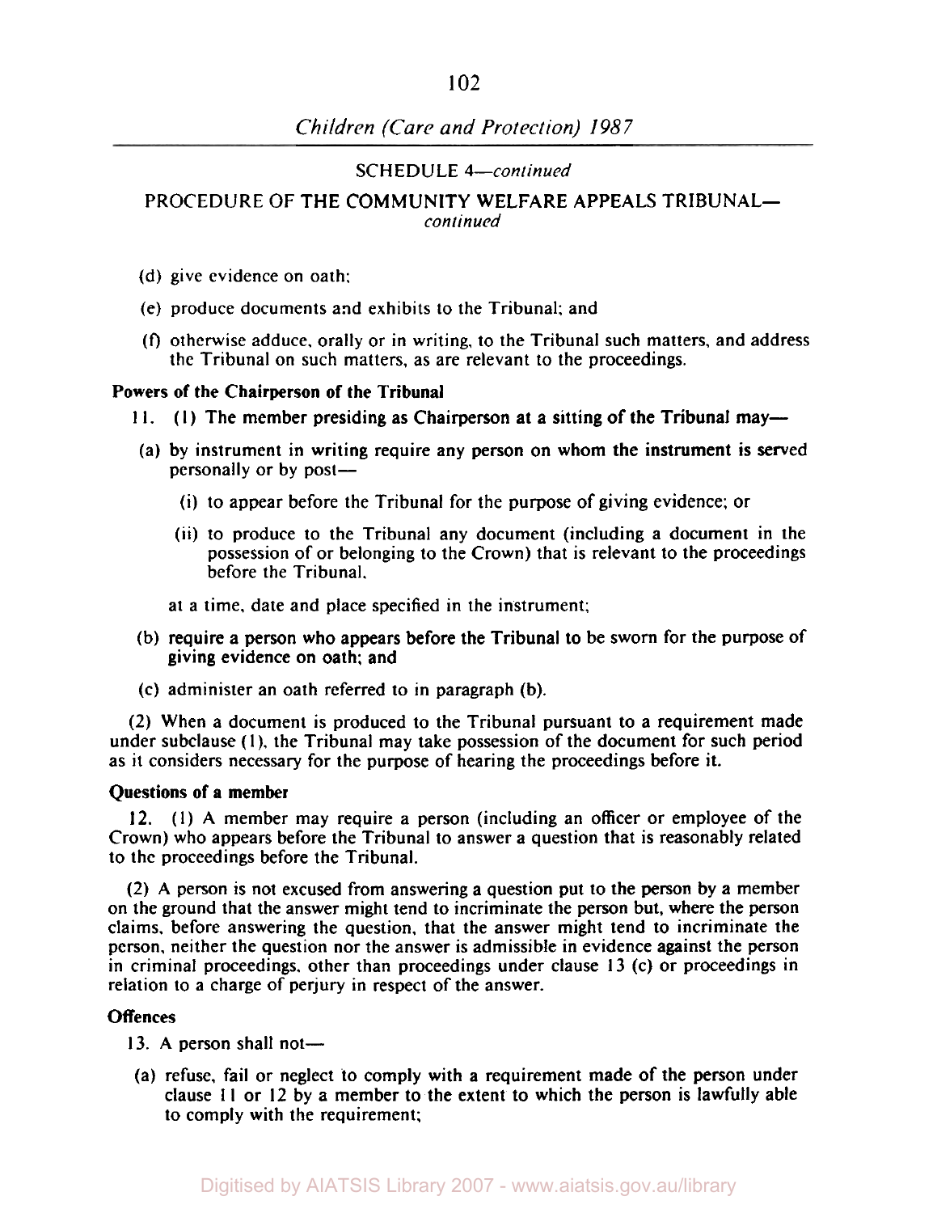SCHEDULE 4—*continued*

PROCEDURE OF THE COMMUNITY WELFARE APPEALS TRIBUNAL—*continued*

(d) give evidence on oath;

(e) produce documents and exhibits to the Tribunal; and

(f) otherwise adduce, orally or in writing, to the Tribunal such matters, and address the Tribunal on such matters, as are relevant to the proceedings.

**Powers of the Chairperson of the Tribunal**

11. (1) The member presiding as Chairperson at a sitting of the Tribunal may—

(a) by instrument in writing require any person on whom the instrument is served personally or by post—

(i) to appear before the Tribunal for the purpose of giving evidence; or

(ii) to produce to the Tribunal any document (including a document in the possession of or belonging to the Crown) that is relevant to the proceedings before the Tribunal,

at a time, date and place specified in the instrument;

(b) require a person who appears before the Tribunal to be sworn for the purpose of giving evidence on oath; and

(c) administer an oath referred to in paragraph (b).

(2) When a document is produced to the Tribunal pursuant to a requirement made under subclause (1), the Tribunal may take possession of the document for such period as it considers necessary for the purpose of hearing the proceedings before it.

**Questions of a member**

12. (1) A member may require a person (including an officer or employee of the Crown) who appears before the Tribunal to answer a question that is reasonably related to the proceedings before the Tribunal.

(2) A person is not excused from answering a question put to the person by a member on the ground that the answer might tend to incriminate the person but, where the person claims, before answering the question, that the answer might tend to incriminate the person, neither the question nor the answer is admissible in evidence against the person in criminal proceedings, other than proceedings under clause 13 (c) or proceedings in relation to a charge of perjury in respect of the answer.

**Offences**

13. A person shall not—

(a) refuse, fail or neglect to comply with a requirement made of the person under clause 11 or 12 by a member to the extent to which the person is lawfully able to comply with the requirement;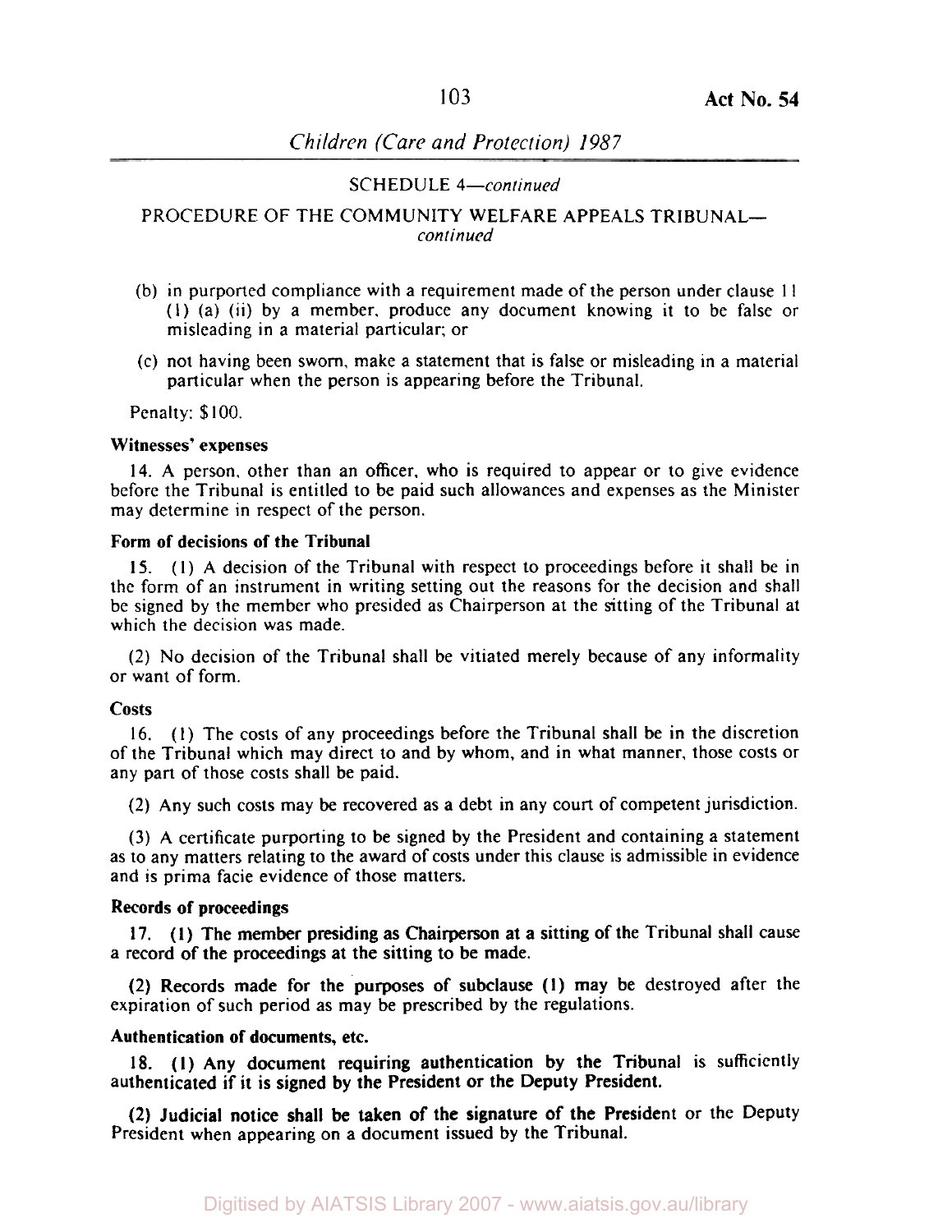SCHEDULE 4—*continued*

PROCEDURE OF THE COMMUNITY WELFARE APPEALS TRIBUNAL—*continued*

(b) in purported compliance with a requirement made of the person under clause 11 (1) (a) (ii) by a member, produce any document knowing it to be false or misleading in a material particular; or

(c) not having been sworn, make a statement that is false or misleading in a material particular when the person is appearing before the Tribunal.

Penalty: $100.

**Witnesses' expenses**

14. A person, other than an officer, who is required to appear or to give evidence before the Tribunal is entitled to be paid such allowances and expenses as the Minister may determine in respect of the person.

**Form of decisions of the Tribunal**

15. (1) A decision of the Tribunal with respect to proceedings before it shall be in the form of an instrument in writing setting out the reasons for the decision and shall be signed by the member who presided as Chairperson at the sitting of the Tribunal at which the decision was made.

(2) No decision of the Tribunal shall be vitiated merely because of any informality or want of form.

**Costs**

16. (1) The costs of any proceedings before the Tribunal shall be in the discretion of the Tribunal which may direct to and by whom, and in what manner, those costs or any part of those costs shall be paid.

(2) Any such costs may be recovered as a debt in any court of competent jurisdiction.

(3) A certificate purporting to be signed by the President and containing a statement as to any matters relating to the award of costs under this clause is admissible in evidence and is prima facie evidence of those matters.

**Records of proceedings**

17. (1) The member presiding as Chairperson at a sitting of the Tribunal shall cause a record of the proceedings at the sitting to be made.

(2) Records made for the purposes of subclause (1) may be destroyed after the expiration of such period as may be prescribed by the regulations.

**Authentication of documents, etc.**

18. (1) Any document requiring authentication by the Tribunal is sufficiently authenticated if it is signed by the President or the Deputy President.

(2) Judicial notice shall be taken of the signature of the President or the Deputy President when appearing on a document issued by the Tribunal.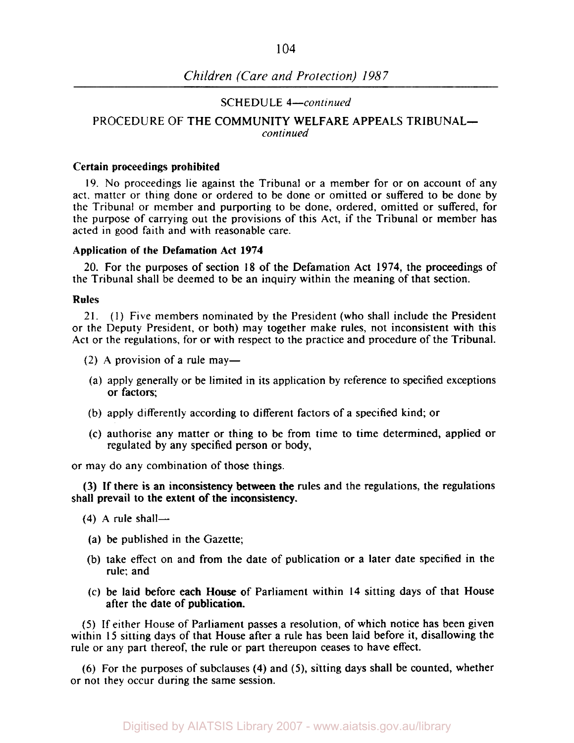SCHEDULE 4—*continued*

PROCEDURE OF THE COMMUNITY WELFARE APPEALS TRIBUNAL—*continued*

**Certain proceedings prohibited**

19. No proceedings lie against the Tribunal or a member for or on account of any act, matter or thing done or ordered to be done or omitted or suffered to be done by the Tribunal or member and purporting to be done, ordered, omitted or suffered, for the purpose of carrying out the provisions of this Act, if the Tribunal or member has acted in good faith and with reasonable care.

**Application of the Defamation Act 1974**

20. For the purposes of section 18 of the Defamation Act 1974, the proceedings of the Tribunal shall be deemed to be an inquiry within the meaning of that section.

**Rules**

21. (1) Five members nominated by the President (who shall include the President or the Deputy President, or both) may together make rules, not inconsistent with this Act or the regulations, for or with respect to the practice and procedure of the Tribunal.

(2) A provision of a rule may—

(a) apply generally or be limited in its application by reference to specified exceptions or factors;

(b) apply differently according to different factors of a specified kind; or

(c) authorise any matter or thing to be from time to time determined, applied or regulated by any specified person or body,

or may do any combination of those things.

(3) If there is an inconsistency between the rules and the regulations, the regulations shall prevail to the extent of the inconsistency.

(4) A rule shall—

(a) be published in the Gazette;

(b) take effect on and from the date of publication or a later date specified in the rule; and

(c) be laid before each House of Parliament within 14 sitting days of that House after the date of publication.

(5) If either House of Parliament passes a resolution, of which notice has been given within 15 sitting days of that House after a rule has been laid before it, disallowing the rule or any part thereof, the rule or part thereupon ceases to have effect.

(6) For the purposes of subclauses (4) and (5), sitting days shall be counted, whether or not they occur during the same session.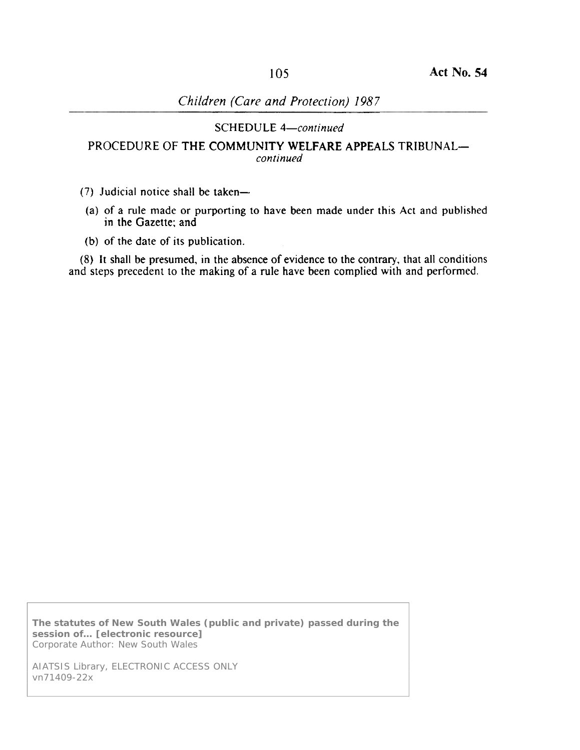SCHEDULE 4—*continued*

PROCEDURE OF THE COMMUNITY WELFARE APPEALS TRIBUNAL—*continued*

(7) Judicial notice shall be taken—

(a) of a rule made or purporting to have been made under this Act and published in the Gazette; and

(b) of the date of its publication.

(8) It shall be presumed, in the absence of evidence to the contrary, that all conditions and steps precedent to the making of a rule have been complied with and performed.